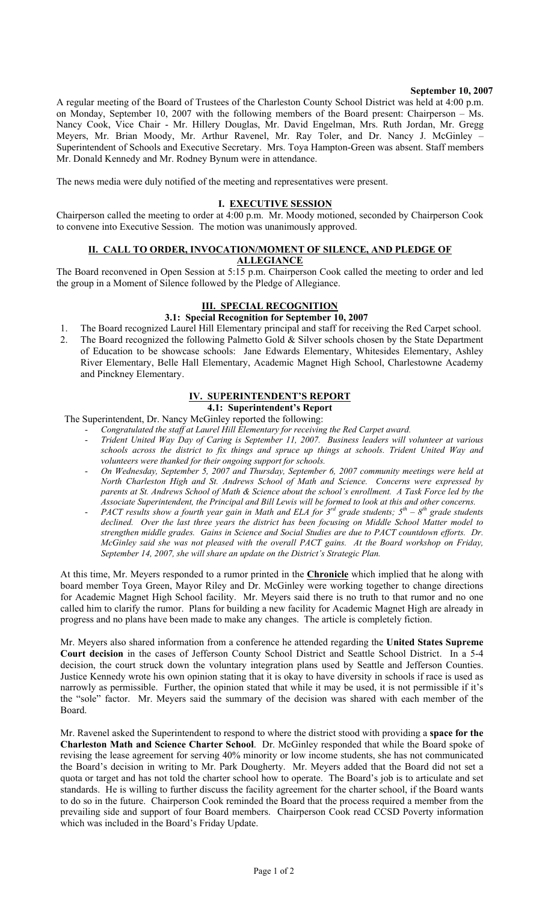**September 10, 2007**

A regular meeting of the Board of Trustees of the Charleston County School District was held at 4:00 p.m. on Monday, September 10, 2007 with the following members of the Board present: Chairperson – Ms. Nancy Cook, Vice Chair - Mr. Hillery Douglas, Mr. David Engelman, Mrs. Ruth Jordan, Mr. Gregg Meyers, Mr. Brian Moody, Mr. Arthur Ravenel, Mr. Ray Toler, and Dr. Nancy J. McGinley – Superintendent of Schools and Executive Secretary. Mrs. Toya Hampton-Green was absent. Staff members Mr. Donald Kennedy and Mr. Rodney Bynum were in attendance.

The news media were duly notified of the meeting and representatives were present.

## I. EXECUTIVE SESSION

Chairperson called the meeting to order at 4:00 p.m. Mr. Moody motioned, seconded by Chairperson Cook to convene into Executive Session. The motion was unanimously approved.

## II. CALL TO ORDER, INVOCATION/MOMENT OF SILENCE, AND PLEDGE OF ALLEGIANCE

The Board reconvened in Open Session at 5:15 p.m. Chairperson Cook called the meeting to order and led the group in a Moment of Silence followed by the Pledge of Allegiance.

## III. SPECIAL RECOGNITION

### 3.1: Special Recognition for September 10, 2007

1. The Board recognized Laurel Hill Elementary principal and staff for receiving the Red Carpet school.
2. The Board recognized the following Palmetto Gold & Silver schools chosen by the State Department of Education to be showcase schools: Jane Edwards Elementary, Whitesides Elementary, Ashley River Elementary, Belle Hall Elementary, Academic Magnet High School, Charlestowne Academy and Pinckney Elementary.

## IV. SUPERINTENDENT'S REPORT

### 4.1: Superintendent's Report

The Superintendent, Dr. Nancy McGinley reported the following:

- *Congratulated the staff at Laurel Hill Elementary for receiving the Red Carpet award.*
- *Trident United Way Day of Caring is September 11, 2007. Business leaders will volunteer at various schools across the district to fix things and spruce up things at schools. Trident United Way and volunteers were thanked for their ongoing support for schools.*
- *On Wednesday, September 5, 2007 and Thursday, September 6, 2007 community meetings were held at North Charleston High and St. Andrews School of Math and Science. Concerns were expressed by parents at St. Andrews School of Math & Science about the school's enrollment. A Task Force led by the Associate Superintendent, the Principal and Bill Lewis will be formed to look at this and other concerns.*
- *PACT results show a fourth year gain in Math and ELA for 3rd grade students; 5th – 8th grade students declined. Over the last three years the district has been focusing on Middle School Matter model to strengthen middle grades. Gains in Science and Social Studies are due to PACT countdown efforts. Dr. McGinley said she was not pleased with the overall PACT gains. At the Board workshop on Friday, September 14, 2007, she will share an update on the District's Strategic Plan.*

At this time, Mr. Meyers responded to a rumor printed in the **Chronicle** which implied that he along with board member Toya Green, Mayor Riley and Dr. McGinley were working together to change directions for Academic Magnet High School facility. Mr. Meyers said there is no truth to that rumor and no one called him to clarify the rumor. Plans for building a new facility for Academic Magnet High are already in progress and no plans have been made to make any changes. The article is completely fiction.

Mr. Meyers also shared information from a conference he attended regarding the **United States Supreme Court decision** in the cases of Jefferson County School District and Seattle School District. In a 5-4 decision, the court struck down the voluntary integration plans used by Seattle and Jefferson Counties. Justice Kennedy wrote his own opinion stating that it is okay to have diversity in schools if race is used as narrowly as permissible. Further, the opinion stated that while it may be used, it is not permissible if it's the "sole" factor. Mr. Meyers said the summary of the decision was shared with each member of the Board.

Mr. Ravenel asked the Superintendent to respond to where the district stood with providing a **space for the Charleston Math and Science Charter School**. Dr. McGinley responded that while the Board spoke of revising the lease agreement for serving 40% minority or low income students, she has not communicated the Board's decision in writing to Mr. Park Dougherty. Mr. Meyers added that the Board did not set a quota or target and has not told the charter school how to operate. The Board's job is to articulate and set standards. He is willing to further discuss the facility agreement for the charter school, if the Board wants to do so in the future. Chairperson Cook reminded the Board that the process required a member from the prevailing side and support of four Board members. Chairperson Cook read CCSD Poverty information which was included in the Board's Friday Update.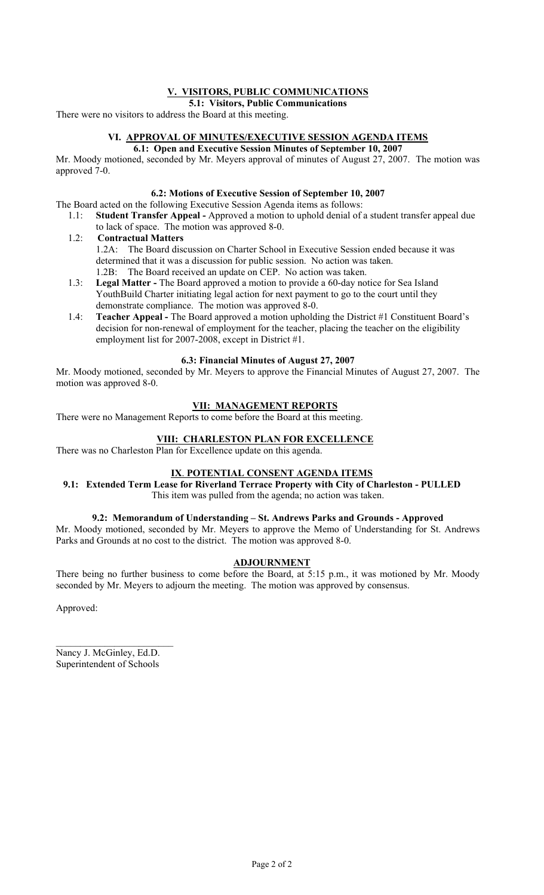## V. VISITORS, PUBLIC COMMUNICATIONS

**5.1: Visitors, Public Communications**

There were no visitors to address the Board at this meeting.

## VI. APPROVAL OF MINUTES/EXECUTIVE SESSION AGENDA ITEMS

**6.1: Open and Executive Session Minutes of September 10, 2007**

Mr. Moody motioned, seconded by Mr. Meyers approval of minutes of August 27, 2007. The motion was approved 7-0.

**6.2: Motions of Executive Session of September 10, 2007**

The Board acted on the following Executive Session Agenda items as follows:

- 1.1: **Student Transfer Appeal -** Approved a motion to uphold denial of a student transfer appeal due to lack of space. The motion was approved 8-0.
- 1.2: **Contractual Matters**
  - 1.2A: The Board discussion on Charter School in Executive Session ended because it was determined that it was a discussion for public session. No action was taken.
  - 1.2B: The Board received an update on CEP. No action was taken.
- 1.3: **Legal Matter -** The Board approved a motion to provide a 60-day notice for Sea Island YouthBuild Charter initiating legal action for next payment to go to the court until they demonstrate compliance. The motion was approved 8-0.
- 1.4: **Teacher Appeal -** The Board approved a motion upholding the District #1 Constituent Board's decision for non-renewal of employment for the teacher, placing the teacher on the eligibility employment list for 2007-2008, except in District #1.

**6.3: Financial Minutes of August 27, 2007**

Mr. Moody motioned, seconded by Mr. Meyers to approve the Financial Minutes of August 27, 2007. The motion was approved 8-0.

## VII: MANAGEMENT REPORTS

There were no Management Reports to come before the Board at this meeting.

## VIII: CHARLESTON PLAN FOR EXCELLENCE

There was no Charleston Plan for Excellence update on this agenda.

## IX. POTENTIAL CONSENT AGENDA ITEMS

**9.1: Extended Term Lease for Riverland Terrace Property with City of Charleston - PULLED**

This item was pulled from the agenda; no action was taken.

**9.2: Memorandum of Understanding – St. Andrews Parks and Grounds - Approved**

Mr. Moody motioned, seconded by Mr. Meyers to approve the Memo of Understanding for St. Andrews Parks and Grounds at no cost to the district. The motion was approved 8-0.

## ADJOURNMENT

There being no further business to come before the Board, at 5:15 p.m., it was motioned by Mr. Moody seconded by Mr. Meyers to adjourn the meeting. The motion was approved by consensus.

Approved:

\_\_\_\_\_\_\_\_\_\_\_\_\_\_\_\_\_\_\_\_\_\_\_\_

Nancy J. McGinley, Ed.D.
Superintendent of Schools